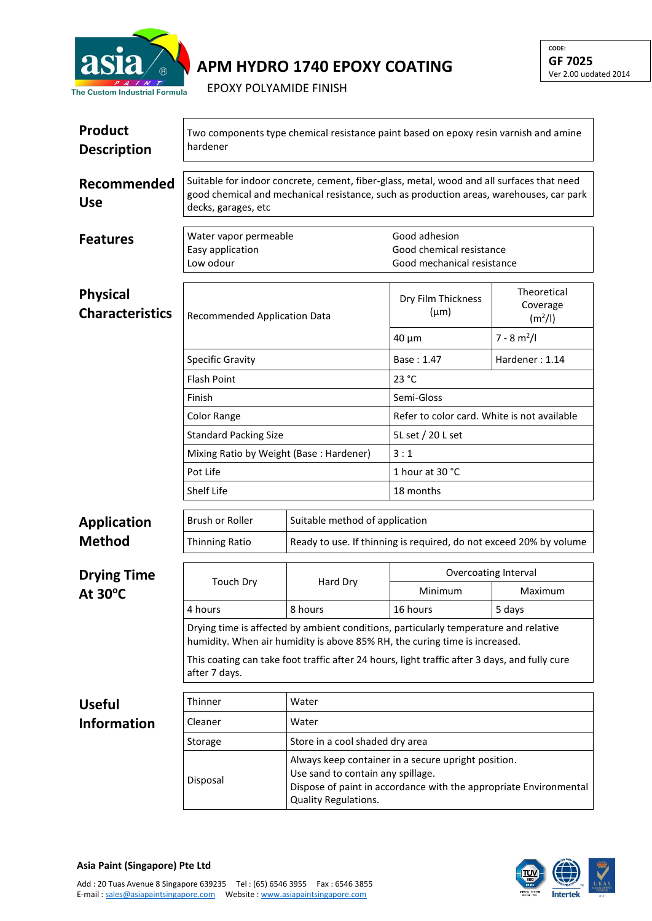# APM HYDRO 1740 EPOXY COATING

EPOXY POLYAMIDE FINISH

CODE:
**GF 7025**
Ver 2.00 updated 2014

## Product Description

Two components type chemical resistance paint based on epoxy resin varnish and amine hardener

## Recommended Use

Suitable for indoor concrete, cement, fiber-glass, metal, wood and all surfaces that need good chemical and mechanical resistance, such as production areas, warehouses, car park decks, garages, etc

## Features

| | |
|---|---|
| Water vapor permeable | Good adhesion |
| Easy application | Good chemical resistance |
| Low odour | Good mechanical resistance |

## Physical Characteristics

| Recommended Application Data | Dry Film Thickness (µm) | Theoretical Coverage ($m^2$/l) |
|---|---|---|
| | 40 µm | 7 - 8 $m^2$/l |
| Specific Gravity | Base : 1.47 | Hardener : 1.14 |
| Flash Point | 23 °C | |
| Finish | Semi-Gloss | |
| Color Range | Refer to color card. White is not available | |
| Standard Packing Size | 5L set / 20 L set | |
| Mixing Ratio by Weight (Base : Hardener) | 3 : 1 | |
| Pot Life | 1 hour at 30 °C | |
| Shelf Life | 18 months | |

## Application Method

| | |
|---|---|
| Brush or Roller | Suitable method of application |
| Thinning Ratio | Ready to use. If thinning is required, do not exceed 20% by volume |

## Drying Time At 30°C

| Touch Dry | Hard Dry | Overcoating Interval | |
|---|---|---|---|
| | | Minimum | Maximum |
| 4 hours | 8 hours | 16 hours | 5 days |

Drying time is affected by ambient conditions, particularly temperature and relative humidity. When air humidity is above 85% RH, the curing time is increased.

This coating can take foot traffic after 24 hours, light traffic after 3 days, and fully cure after 7 days.

## Useful Information

| | |
|---|---|
| Thinner | Water |
| Cleaner | Water |
| Storage | Store in a cool shaded dry area |
| Disposal | Always keep container in a secure upright position.<br>Use sand to contain any spillage.<br>Dispose of paint in accordance with the appropriate Environmental Quality Regulations. |

**Asia Paint (Singapore) Pte Ltd**

Add : 20 Tuas Avenue 8 Singapore 639235 Tel : (65) 6546 3955 Fax : 6546 3855
E-mail : sales@asiapaintsingapore.com Website : www.asiapaintsingapore.com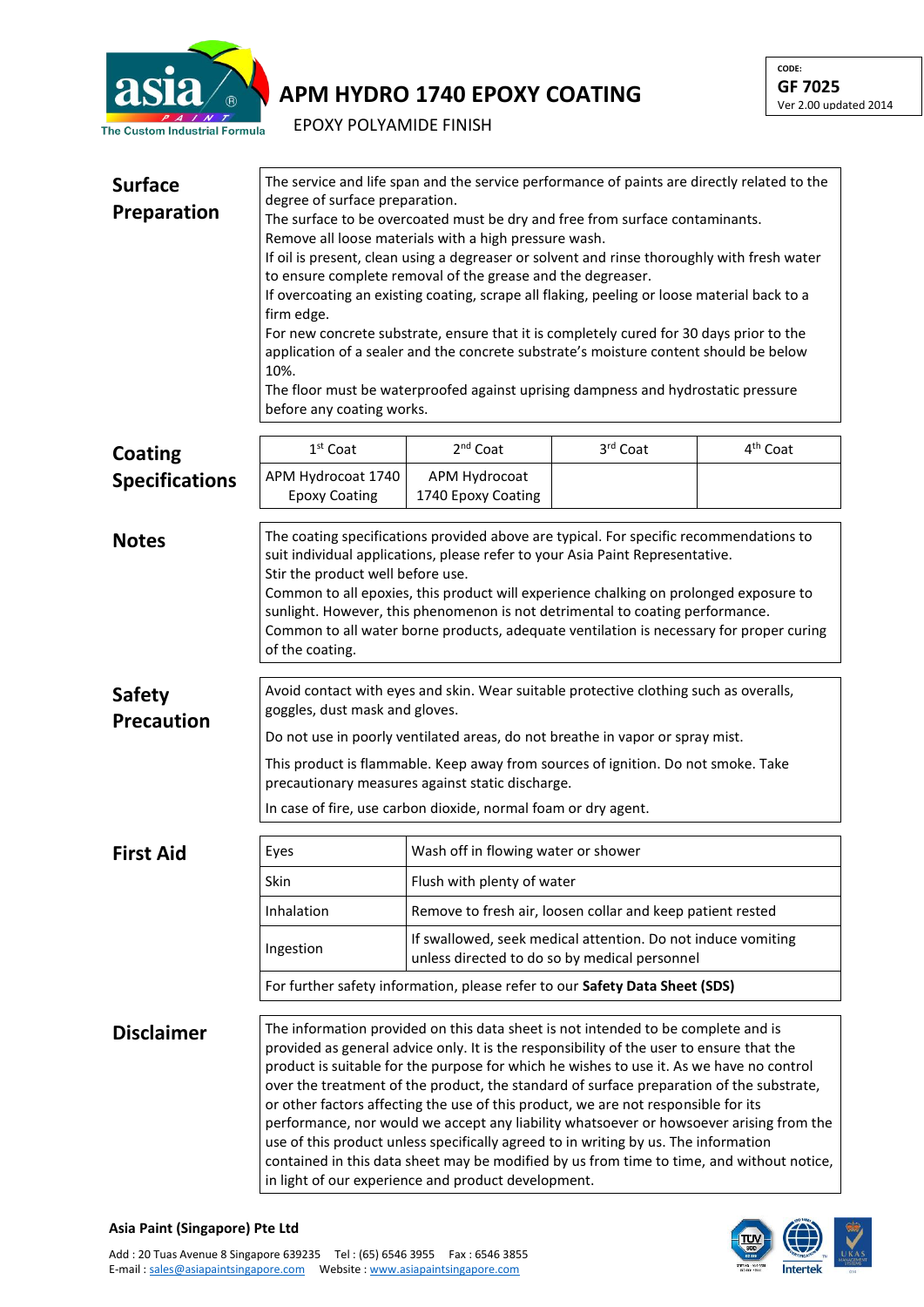# APM HYDRO 1740 EPOXY COATING

EPOXY POLYAMIDE FINISH

CODE:
**GF 7025**
Ver 2.00 updated 2014

## Surface Preparation

The service and life span and the service performance of paints are directly related to the degree of surface preparation.
The surface to be overcoated must be dry and free from surface contaminants.
Remove all loose materials with a high pressure wash.
If oil is present, clean using a degreaser or solvent and rinse thoroughly with fresh water to ensure complete removal of the grease and the degreaser.
If overcoating an existing coating, scrape all flaking, peeling or loose material back to a firm edge.
For new concrete substrate, ensure that it is completely cured for 30 days prior to the application of a sealer and the concrete substrate's moisture content should be below 10%.
The floor must be waterproofed against uprising dampness and hydrostatic pressure before any coating works.

## Coating Specifications

| 1st Coat | 2nd Coat | 3rd Coat | 4th Coat |
|---|---|---|---|
| APM Hydrocoat 1740 Epoxy Coating | APM Hydrocoat 1740 Epoxy Coating | | |

## Notes

The coating specifications provided above are typical. For specific recommendations to suit individual applications, please refer to your Asia Paint Representative.
Stir the product well before use.
Common to all epoxies, this product will experience chalking on prolonged exposure to sunlight. However, this phenomenon is not detrimental to coating performance.
Common to all water borne products, adequate ventilation is necessary for proper curing of the coating.

## Safety Precaution

Avoid contact with eyes and skin. Wear suitable protective clothing such as overalls, goggles, dust mask and gloves.

Do not use in poorly ventilated areas, do not breathe in vapor or spray mist.

This product is flammable. Keep away from sources of ignition. Do not smoke. Take precautionary measures against static discharge.

In case of fire, use carbon dioxide, normal foam or dry agent.

## First Aid

| | |
|---|---|
| Eyes | Wash off in flowing water or shower |
| Skin | Flush with plenty of water |
| Inhalation | Remove to fresh air, loosen collar and keep patient rested |
| Ingestion | If swallowed, seek medical attention. Do not induce vomiting unless directed to do so by medical personnel |

For further safety information, please refer to our **Safety Data Sheet (SDS)**

## Disclaimer

The information provided on this data sheet is not intended to be complete and is provided as general advice only. It is the responsibility of the user to ensure that the product is suitable for the purpose for which he wishes to use it. As we have no control over the treatment of the product, the standard of surface preparation of the substrate, or other factors affecting the use of this product, we are not responsible for its performance, nor would we accept any liability whatsoever or howsoever arising from the use of this product unless specifically agreed to in writing by us. The information contained in this data sheet may be modified by us from time to time, and without notice, in light of our experience and product development.

**Asia Paint (Singapore) Pte Ltd**

Add : 20 Tuas Avenue 8 Singapore 639235 Tel : (65) 6546 3955 Fax : 6546 3855
E-mail : sales@asiapaintsingapore.com Website : www.asiapaintsingapore.com